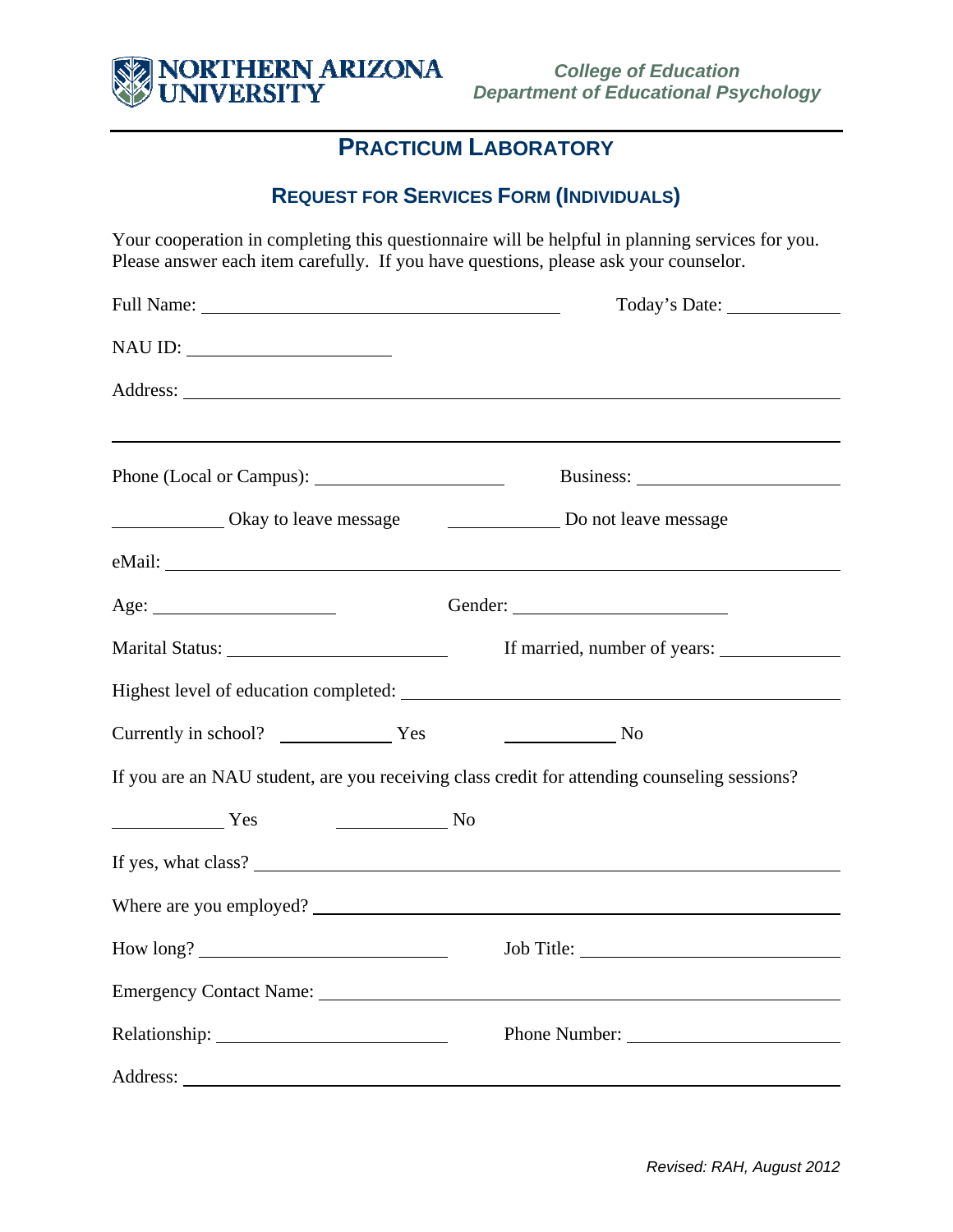NORTHERN ARIZONA UNIVERSITY

*College of Education*
*Department of Educational Psychology*

# PRACTICUM LABORATORY

## REQUEST FOR SERVICES FORM (INDIVIDUALS)

Your cooperation in completing this questionnaire will be helpful in planning services for you. Please answer each item carefully. If you have questions, please ask your counselor.

Full Name: ________________________________ Today's Date: __________

NAU ID: ____________________

Address: ______________________________________________________________

______________________________________________________________________

Phone (Local or Campus): __________________ Business: ____________________

__________ Okay to leave message __________ Do not leave message

eMail: ________________________________________________________________

Age: ________________ Gender: ____________________

Marital Status: ____________________ If married, number of years: __________

Highest level of education completed: ________________________________________

Currently in school? __________ Yes __________ No

If you are an NAU student, are you receiving class credit for attending counseling sessions?

__________ Yes __________ No

If yes, what class? ______________________________________________________

Where are you employed? ________________________________________________

How long? ______________________ Job Title: ________________________

Emergency Contact Name: ________________________________________________

Relationship: ____________________ Phone Number: ____________________

Address: ______________________________________________________________

*Revised: RAH, August 2012*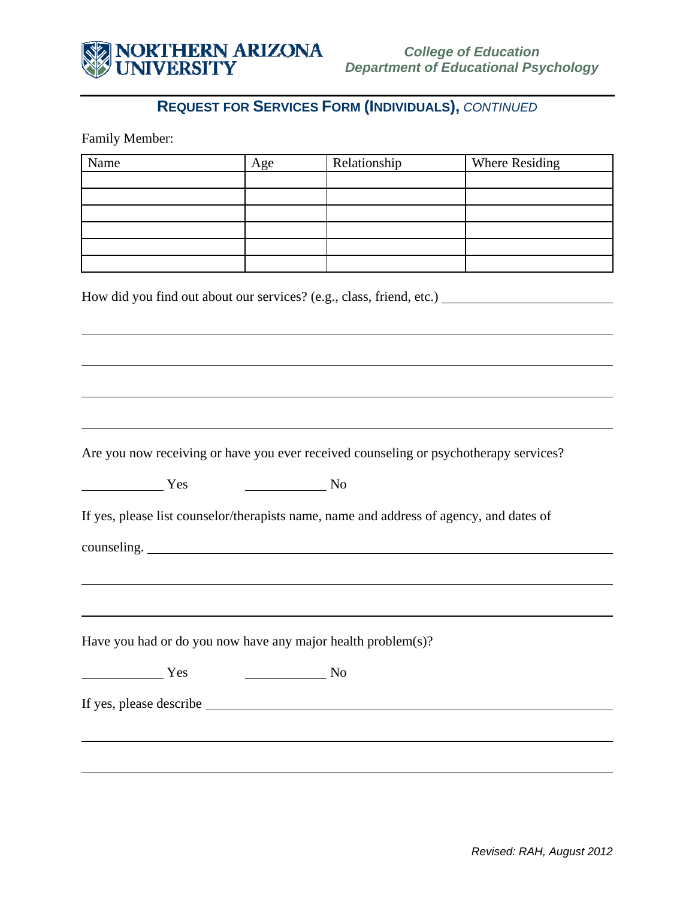## REQUEST FOR SERVICES FORM (INDIVIDUALS), *CONTINUED*

Family Member:

| Name | Age | Relationship | Where Residing |
|---|---|---|---|
| | | | |
| | | | |
| | | | |
| | | | |
| | | | |
| | | | |

How did you find out about our services? (e.g., class, friend, etc.) ______________________

______________________________________________________________________

______________________________________________________________________

______________________________________________________________________

______________________________________________________________________

Are you now receiving or have you ever received counseling or psychotherapy services?

__________ Yes     __________ No

If yes, please list counselor/therapists name, name and address of agency, and dates of counseling. ______________________________________________________________________

______________________________________________________________________

______________________________________________________________________

Have you had or do you now have any major health problem(s)?

__________ Yes     __________ No

If yes, please describe ______________________________________________________________________

______________________________________________________________________

______________________________________________________________________

*Revised: RAH, August 2012*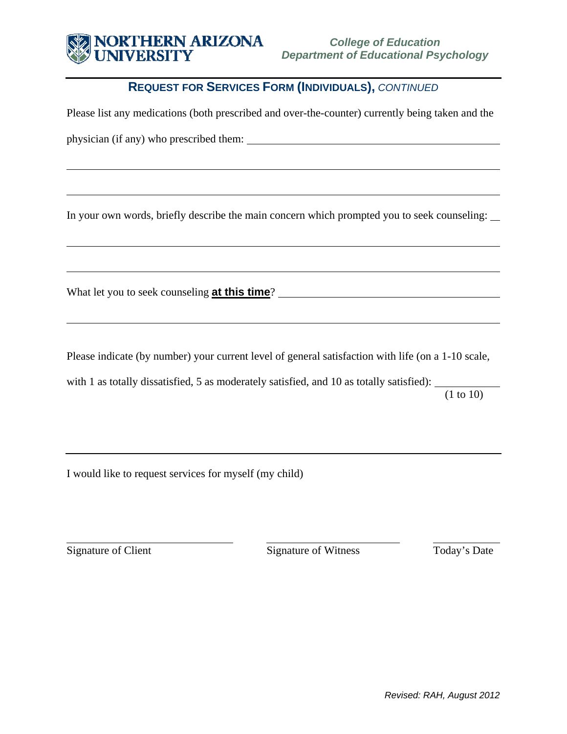**Northern Arizona University**

***College of Education***
***Department of Educational Psychology***

## REQUEST FOR SERVICES FORM (INDIVIDUALS), *CONTINUED*

Please list any medications (both prescribed and over-the-counter) currently being taken and the physician (if any) who prescribed them: ______________________________________

______________________________________________________________________

______________________________________________________________________

In your own words, briefly describe the main concern which prompted you to seek counseling: __

______________________________________________________________________

______________________________________________________________________

What let you to seek counseling **at this time**? ______________________________________

______________________________________________________________________

Please indicate (by number) your current level of general satisfaction with life (on a 1-10 scale, with 1 as totally dissatisfied, 5 as moderately satisfied, and 10 as totally satisfied): __________
(1 to 10)

---

I would like to request services for myself (my child)

______________________ ______________________ __________
Signature of Client Signature of Witness Today's Date

*Revised: RAH, August 2012*